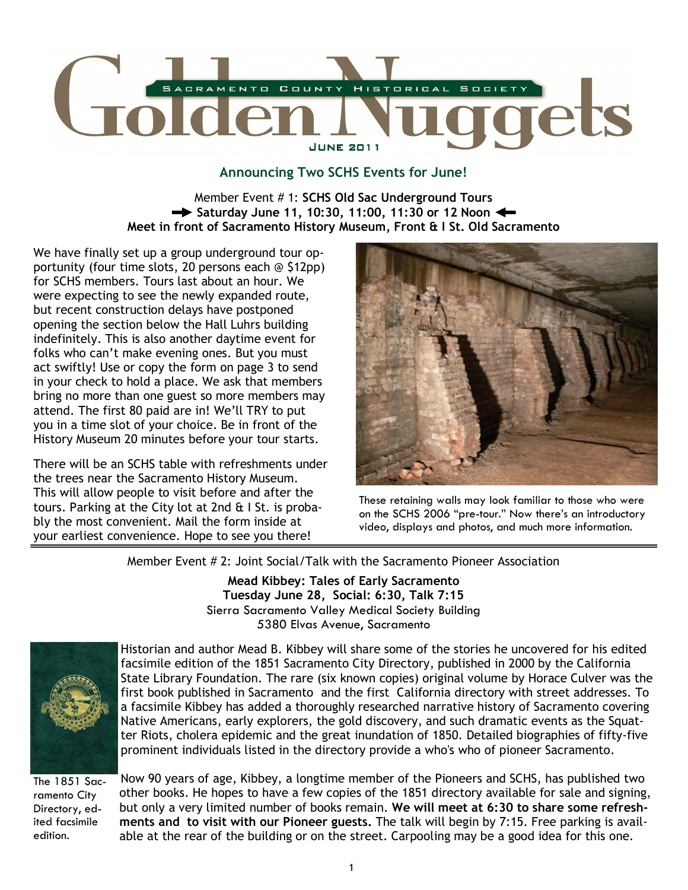# Golden Nuggets

SACRAMENTO COUNTY HISTORICAL SOCIETY

JUNE 2011

## Announcing Two SCHS Events for June!

Member Event # 1: **SCHS Old Sac Underground Tours**
**➡ Saturday June 11, 10:30, 11:00, 11:30 or 12 Noon ⬅**
**Meet in front of Sacramento History Museum, Front & I St. Old Sacramento**

We have finally set up a group underground tour opportunity (four time slots, 20 persons each @ $12pp) for SCHS members. Tours last about an hour. We were expecting to see the newly expanded route, but recent construction delays have postponed opening the section below the Hall Luhrs building indefinitely. This is also another daytime event for folks who can't make evening ones. But you must act swiftly! Use or copy the form on page 3 to send in your check to hold a place. We ask that members bring no more than one guest so more members may attend. The first 80 paid are in! We'll TRY to put you in a time slot of your choice. Be in front of the History Museum 20 minutes before your tour starts.

There will be an SCHS table with refreshments under the trees near the Sacramento History Museum. This will allow people to visit before and after the tours. Parking at the City lot at 2nd & I St. is probably the most convenient. Mail the form inside at your earliest convenience. Hope to see you there!

These retaining walls may look familiar to those who were on the SCHS 2006 "pre-tour." Now there's an introductory video, displays and photos, and much more information.

---

Member Event # 2: Joint Social/Talk with the Sacramento Pioneer Association

**Mead Kibbey: Tales of Early Sacramento**
**Tuesday June 28, Social: 6:30, Talk 7:15**
Sierra Sacramento Valley Medical Society Building
5380 Elvas Avenue, Sacramento

Historian and author Mead B. Kibbey will share some of the stories he uncovered for his edited facsimile edition of the 1851 Sacramento City Directory, published in 2000 by the California State Library Foundation. The rare (six known copies) original volume by Horace Culver was the first book published in Sacramento and the first California directory with street addresses. To a facsimile Kibbey has added a thoroughly researched narrative history of Sacramento covering Native Americans, early explorers, the gold discovery, and such dramatic events as the Squatter Riots, cholera epidemic and the great inundation of 1850. Detailed biographies of fifty-five prominent individuals listed in the directory provide a who's who of pioneer Sacramento.

The 1851 Sacramento City Directory, edited facsimile edition.

Now 90 years of age, Kibbey, a longtime member of the Pioneers and SCHS, has published two other books. He hopes to have a few copies of the 1851 directory available for sale and signing, but only a very limited number of books remain. **We will meet at 6:30 to share some refreshments and to visit with our Pioneer guests.** The talk will begin by 7:15. Free parking is available at the rear of the building or on the street. Carpooling may be a good idea for this one.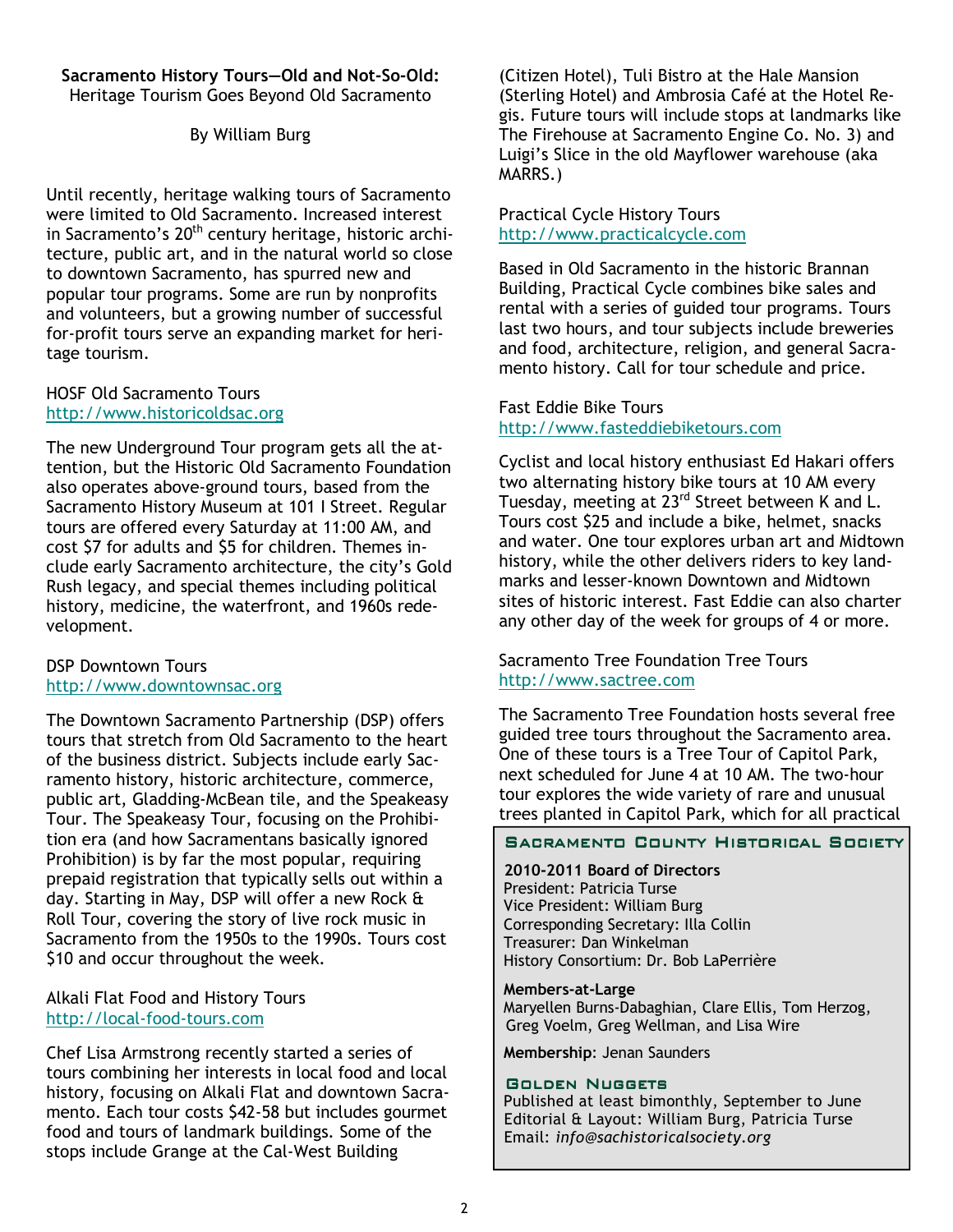**Sacramento History Tours—Old and Not-So-Old:**
Heritage Tourism Goes Beyond Old Sacramento

By William Burg

Until recently, heritage walking tours of Sacramento were limited to Old Sacramento. Increased interest in Sacramento's 20th century heritage, historic architecture, public art, and in the natural world so close to downtown Sacramento, has spurred new and popular tour programs. Some are run by nonprofits and volunteers, but a growing number of successful for-profit tours serve an expanding market for heritage tourism.

HOSF Old Sacramento Tours
http://www.historicoldsac.org

The new Underground Tour program gets all the attention, but the Historic Old Sacramento Foundation also operates above-ground tours, based from the Sacramento History Museum at 101 I Street. Regular tours are offered every Saturday at 11:00 AM, and cost $7 for adults and $5 for children. Themes include early Sacramento architecture, the city's Gold Rush legacy, and special themes including political history, medicine, the waterfront, and 1960s redevelopment.

DSP Downtown Tours
http://www.downtownsac.org

The Downtown Sacramento Partnership (DSP) offers tours that stretch from Old Sacramento to the heart of the business district. Subjects include early Sacramento history, historic architecture, commerce, public art, Gladding-McBean tile, and the Speakeasy Tour. The Speakeasy Tour, focusing on the Prohibition era (and how Sacramentans basically ignored Prohibition) is by far the most popular, requiring prepaid registration that typically sells out within a day. Starting in May, DSP will offer a new Rock & Roll Tour, covering the story of live rock music in Sacramento from the 1950s to the 1990s. Tours cost $10 and occur throughout the week.

Alkali Flat Food and History Tours
http://local-food-tours.com

Chef Lisa Armstrong recently started a series of tours combining her interests in local food and local history, focusing on Alkali Flat and downtown Sacramento. Each tour costs $42-58 but includes gourmet food and tours of landmark buildings. Some of the stops include Grange at the Cal-West Building (Citizen Hotel), Tuli Bistro at the Hale Mansion (Sterling Hotel) and Ambrosia Café at the Hotel Regis. Future tours will include stops at landmarks like The Firehouse at Sacramento Engine Co. No. 3) and Luigi's Slice in the old Mayflower warehouse (aka MARRS.)

Practical Cycle History Tours
http://www.practicalcycle.com

Based in Old Sacramento in the historic Brannan Building, Practical Cycle combines bike sales and rental with a series of guided tour programs. Tours last two hours, and tour subjects include breweries and food, architecture, religion, and general Sacramento history. Call for tour schedule and price.

Fast Eddie Bike Tours
http://www.fasteddiebiketours.com

Cyclist and local history enthusiast Ed Hakari offers two alternating history bike tours at 10 AM every Tuesday, meeting at 23rd Street between K and L. Tours cost $25 and include a bike, helmet, snacks and water. One tour explores urban art and Midtown history, while the other delivers riders to key landmarks and lesser-known Downtown and Midtown sites of historic interest. Fast Eddie can also charter any other day of the week for groups of 4 or more.

Sacramento Tree Foundation Tree Tours
http://www.sactree.com

The Sacramento Tree Foundation hosts several free guided tree tours throughout the Sacramento area. One of these tours is a Tree Tour of Capitol Park, next scheduled for June 4 at 10 AM. The two-hour tour explores the wide variety of rare and unusual trees planted in Capitol Park, which for all practical

---

**Sacramento County Historical Society**

**2010-2011 Board of Directors**
President: Patricia Turse
Vice President: William Burg
Corresponding Secretary: Illa Collin
Treasurer: Dan Winkelman
History Consortium: Dr. Bob LaPerrière

**Members-at-Large**
Maryellen Burns-Dabaghian, Clare Ellis, Tom Herzog, Greg Voelm, Greg Wellman, and Lisa Wire

**Membership**: Jenan Saunders

**Golden Nuggets**
Published at least bimonthly, September to June
Editorial & Layout: William Burg, Patricia Turse
Email: *info@sachistoricalsociety.org*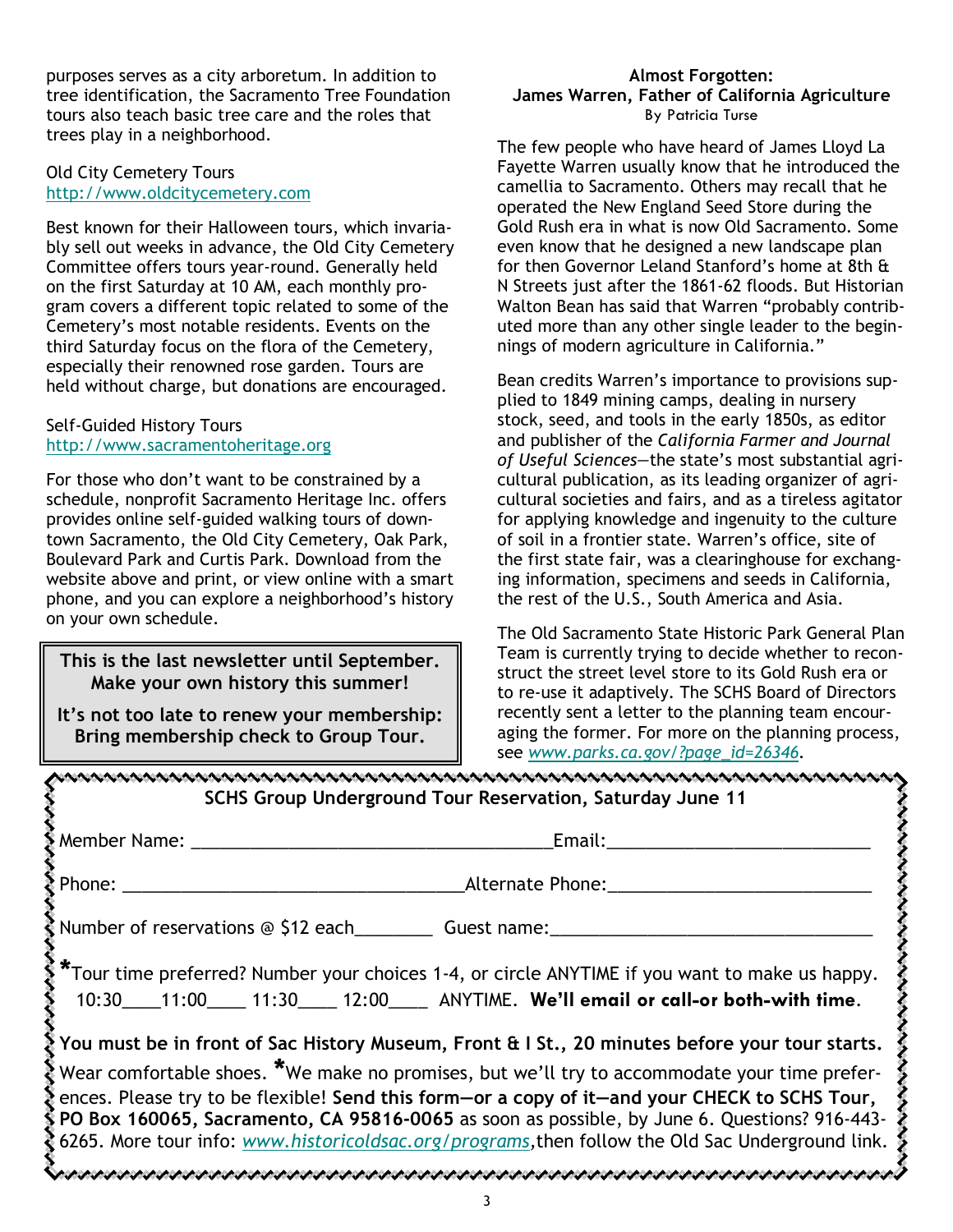purposes serves as a city arboretum. In addition to tree identification, the Sacramento Tree Foundation tours also teach basic tree care and the roles that trees play in a neighborhood.

Old City Cemetery Tours
http://www.oldcitycemetery.com

Best known for their Halloween tours, which invariably sell out weeks in advance, the Old City Cemetery Committee offers tours year-round. Generally held on the first Saturday at 10 AM, each monthly program covers a different topic related to some of the Cemetery's most notable residents. Events on the third Saturday focus on the flora of the Cemetery, especially their renowned rose garden. Tours are held without charge, but donations are encouraged.

Self-Guided History Tours
http://www.sacramentoheritage.org

For those who don't want to be constrained by a schedule, nonprofit Sacramento Heritage Inc. offers provides online self-guided walking tours of downtown Sacramento, the Old City Cemetery, Oak Park, Boulevard Park and Curtis Park. Download from the website above and print, or view online with a smart phone, and you can explore a neighborhood's history on your own schedule.

**This is the last newsletter until September. Make your own history this summer!**

**It's not too late to renew your membership: Bring membership check to Group Tour.**

### Almost Forgotten: James Warren, Father of California Agriculture

By Patricia Turse

The few people who have heard of James Lloyd La Fayette Warren usually know that he introduced the camellia to Sacramento. Others may recall that he operated the New England Seed Store during the Gold Rush era in what is now Old Sacramento. Some even know that he designed a new landscape plan for then Governor Leland Stanford's home at 8th & N Streets just after the 1861-62 floods. But Historian Walton Bean has said that Warren "probably contributed more than any other single leader to the beginnings of modern agriculture in California."

Bean credits Warren's importance to provisions supplied to 1849 mining camps, dealing in nursery stock, seed, and tools in the early 1850s, as editor and publisher of the *California Farmer and Journal of Useful Sciences*—the state's most substantial agricultural publication, as its leading organizer of agricultural societies and fairs, and as a tireless agitator for applying knowledge and ingenuity to the culture of soil in a frontier state. Warren's office, site of the first state fair, was a clearinghouse for exchanging information, specimens and seeds in California, the rest of the U.S., South America and Asia.

The Old Sacramento State Historic Park General Plan Team is currently trying to decide whether to reconstruct the street level store to its Gold Rush era or to re-use it adaptively. The SCHS Board of Directors recently sent a letter to the planning team encouraging the former. For more on the planning process, see *www.parks.ca.gov/?page_id=26346*.

---

**SCHS Group Underground Tour Reservation, Saturday June 11**

Member Name: ____________________________________ Email: ___________________________

Phone: ___________________________________ Alternate Phone: ___________________________

Number of reservations @ $12 each________ Guest name: _________________________________

*Tour time preferred? Number your choices 1-4, or circle ANYTIME if you want to make us happy.
10:30____11:00____ 11:30____ 12:00____ ANYTIME. **We'll email or call-or both-with time.**

**You must be in front of Sac History Museum, Front & I St., 20 minutes before your tour starts.** Wear comfortable shoes. *We make no promises, but we'll try to accommodate your time preferences. Please try to be flexible! **Send this form—or a copy of it—and your CHECK to SCHS Tour, PO Box 160065, Sacramento, CA 95816-0065** as soon as possible, by June 6. Questions? 916-443-6265. More tour info: *www.historicoldsac.org/programs*, then follow the Old Sac Underground link.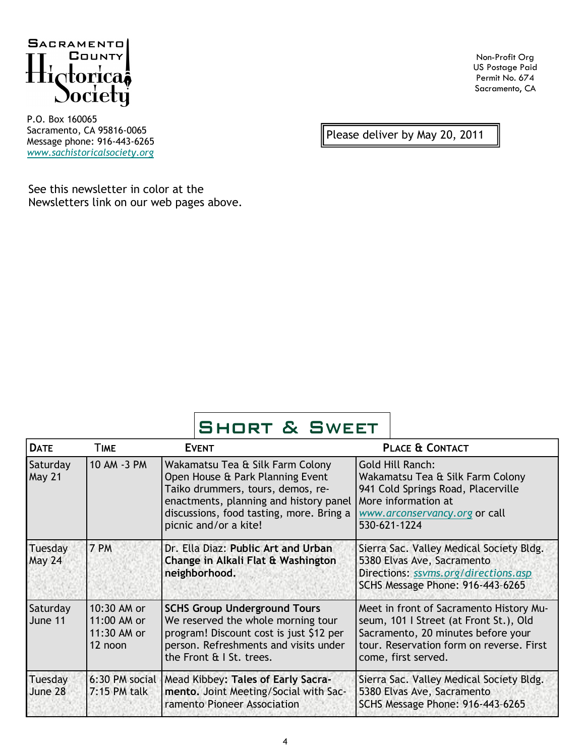Sacramento County Historical Society

P.O. Box 160065
Sacramento, CA 95816-0065
Message phone: 916-443-6265
*www.sachistoricalsociety.org*

Non-Profit Org
US Postage Paid
Permit No. 674
Sacramento, CA

Please deliver by May 20, 2011

See this newsletter in color at the Newsletters link on our web pages above.

## Short & Sweet

| Date | Time | Event | Place & Contact |
|---|---|---|---|
| Saturday May 21 | 10 AM -3 PM | Wakamatsu Tea & Silk Farm Colony Open House & Park Planning Event Taiko drummers, tours, demos, re-enactments, planning and history panel discussions, food tasting, more. Bring a picnic and/or a kite! | Gold Hill Ranch: Wakamatsu Tea & Silk Farm Colony 941 Cold Springs Road, Placerville More information at *www.arconservancy.org* or call 530-621-1224 |
| Tuesday May 24 | 7 PM | Dr. Ella Diaz: **Public Art and Urban Change in Alkali Flat & Washington neighborhood.** | Sierra Sac. Valley Medical Society Bldg. 5380 Elvas Ave, Sacramento Directions: *ssvms.org/directions.asp* SCHS Message Phone: 916-443-6265 |
| Saturday June 11 | 10:30 AM or 11:00 AM or 11:30 AM or 12 noon | **SCHS Group Underground Tours** We reserved the whole morning tour program! Discount cost is just $12 per person. Refreshments and visits under the Front & I St. trees. | Meet in front of Sacramento History Museum, 101 I Street (at Front St.), Old Sacramento, 20 minutes before your tour. Reservation form on reverse. First come, first served. |
| Tuesday June 28 | 6:30 PM social 7:15 PM talk | Mead Kibbey: **Tales of Early Sacramento.** Joint Meeting/Social with Sacramento Pioneer Association | Sierra Sac. Valley Medical Society Bldg. 5380 Elvas Ave, Sacramento SCHS Message Phone: 916-443-6265 |